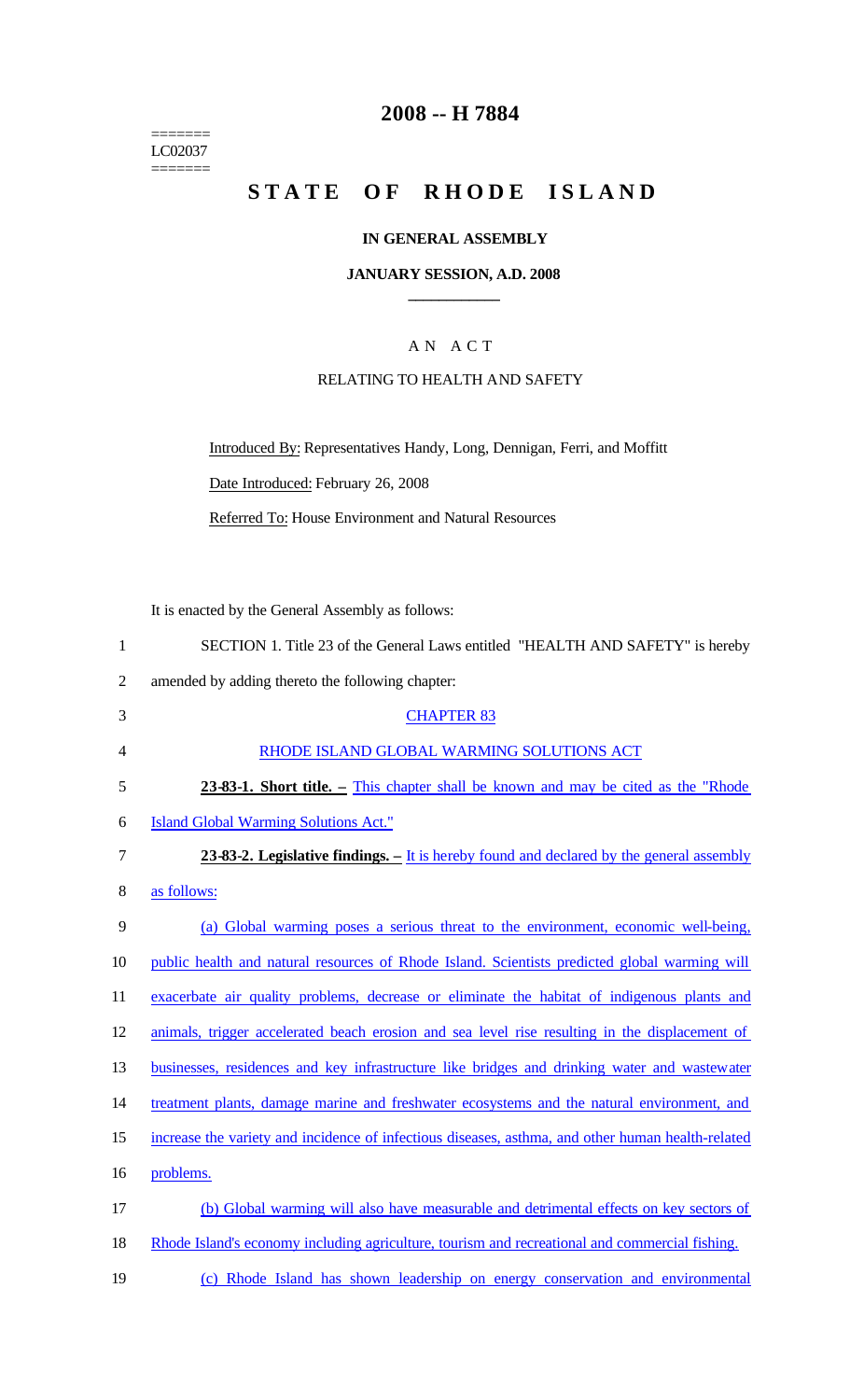=======
LC02037
=======

# 2008 -- H 7884

# STATE OF RHODE ISLAND

### IN GENERAL ASSEMBLY

### JANUARY SESSION, A.D. 2008

### A N A C T

RELATING TO HEALTH AND SAFETY

Introduced By: Representatives Handy, Long, Dennigan, Ferri, and Moffitt

Date Introduced: February 26, 2008

Referred To: House Environment and Natural Resources

It is enacted by the General Assembly as follows:

SECTION 1. Title 23 of the General Laws entitled "HEALTH AND SAFETY" is hereby amended by adding thereto the following chapter:

CHAPTER 83

RHODE ISLAND GLOBAL WARMING SOLUTIONS ACT

**23-83-1. Short title. –** This chapter shall be known and may be cited as the "Rhode Island Global Warming Solutions Act."

**23-83-2. Legislative findings. –** It is hereby found and declared by the general assembly as follows:

(a) Global warming poses a serious threat to the environment, economic well-being, public health and natural resources of Rhode Island. Scientists predicted global warming will exacerbate air quality problems, decrease or eliminate the habitat of indigenous plants and animals, trigger accelerated beach erosion and sea level rise resulting in the displacement of businesses, residences and key infrastructure like bridges and drinking water and wastewater treatment plants, damage marine and freshwater ecosystems and the natural environment, and increase the variety and incidence of infectious diseases, asthma, and other human health-related problems.

(b) Global warming will also have measurable and detrimental effects on key sectors of Rhode Island's economy including agriculture, tourism and recreational and commercial fishing.

(c) Rhode Island has shown leadership on energy conservation and environmental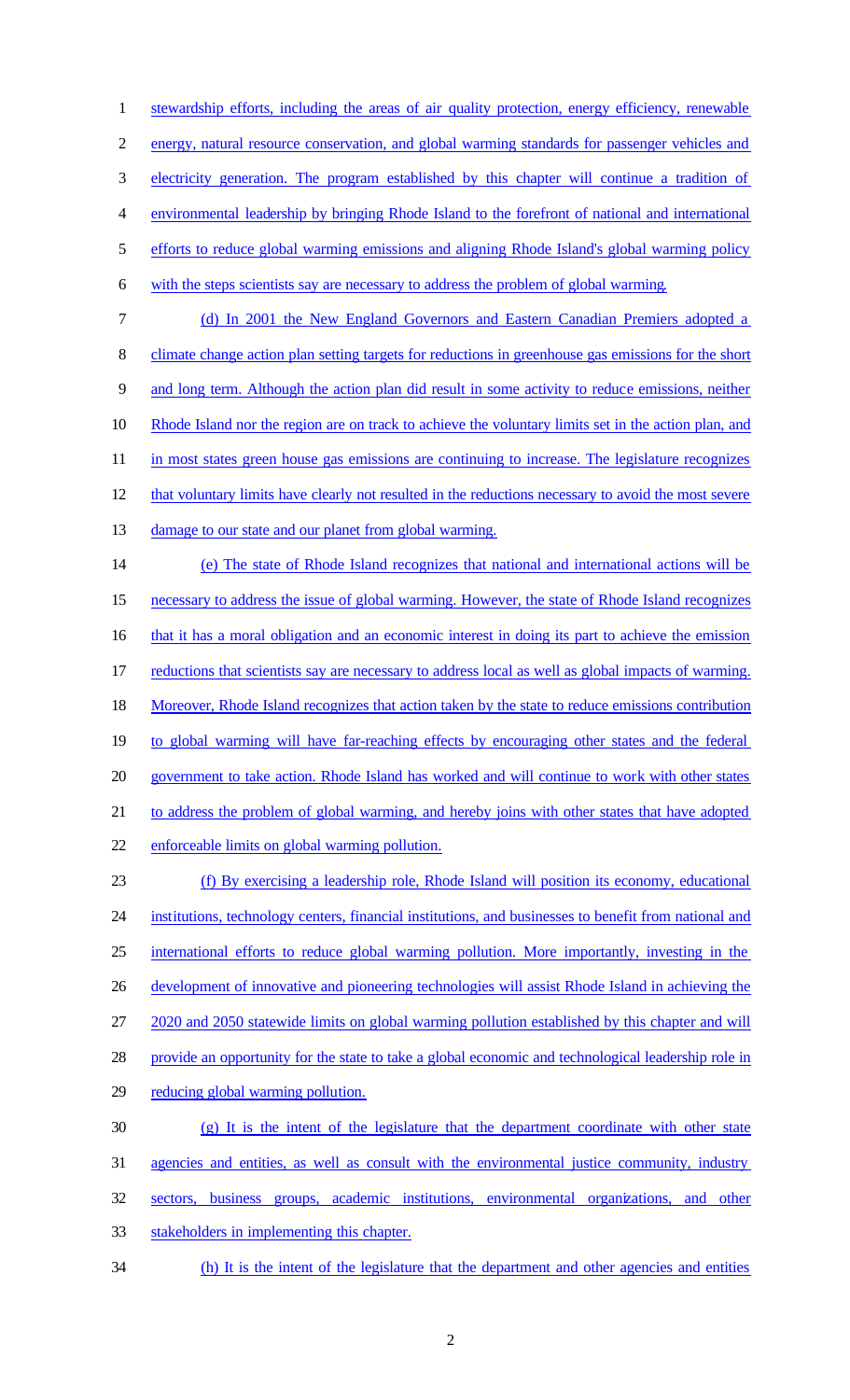stewardship efforts, including the areas of air quality protection, energy efficiency, renewable energy, natural resource conservation, and global warming standards for passenger vehicles and electricity generation. The program established by this chapter will continue a tradition of environmental leadership by bringing Rhode Island to the forefront of national and international efforts to reduce global warming emissions and aligning Rhode Island's global warming policy with the steps scientists say are necessary to address the problem of global warming.

(d) In 2001 the New England Governors and Eastern Canadian Premiers adopted a climate change action plan setting targets for reductions in greenhouse gas emissions for the short and long term. Although the action plan did result in some activity to reduce emissions, neither Rhode Island nor the region are on track to achieve the voluntary limits set in the action plan, and in most states green house gas emissions are continuing to increase. The legislature recognizes that voluntary limits have clearly not resulted in the reductions necessary to avoid the most severe damage to our state and our planet from global warming.

(e) The state of Rhode Island recognizes that national and international actions will be necessary to address the issue of global warming. However, the state of Rhode Island recognizes that it has a moral obligation and an economic interest in doing its part to achieve the emission reductions that scientists say are necessary to address local as well as global impacts of warming. Moreover, Rhode Island recognizes that action taken by the state to reduce emissions contribution to global warming will have far-reaching effects by encouraging other states and the federal government to take action. Rhode Island has worked and will continue to work with other states to address the problem of global warming, and hereby joins with other states that have adopted enforceable limits on global warming pollution.

(f) By exercising a leadership role, Rhode Island will position its economy, educational institutions, technology centers, financial institutions, and businesses to benefit from national and international efforts to reduce global warming pollution. More importantly, investing in the development of innovative and pioneering technologies will assist Rhode Island in achieving the 2020 and 2050 statewide limits on global warming pollution established by this chapter and will provide an opportunity for the state to take a global economic and technological leadership role in reducing global warming pollution.

(g) It is the intent of the legislature that the department coordinate with other state agencies and entities, as well as consult with the environmental justice community, industry sectors, business groups, academic institutions, environmental organizations, and other stakeholders in implementing this chapter.

(h) It is the intent of the legislature that the department and other agencies and entities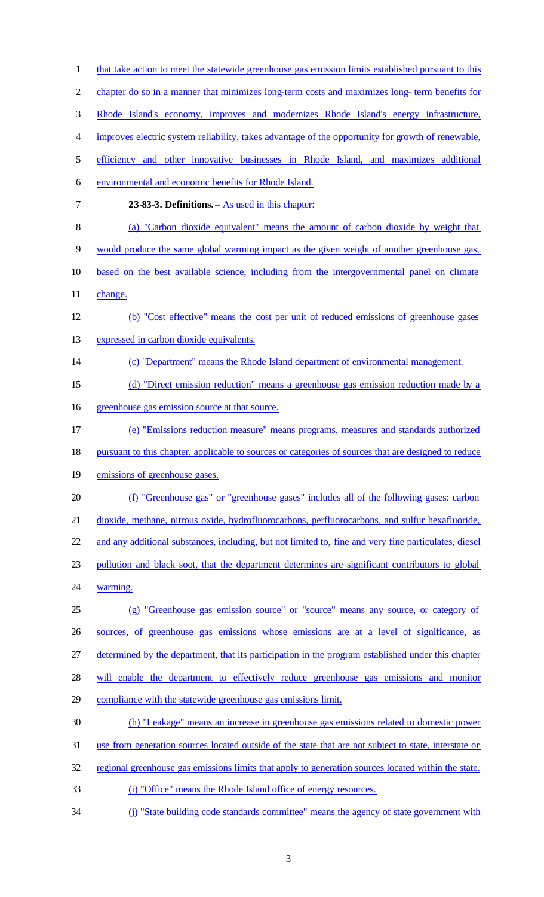that take action to meet the statewide greenhouse gas emission limits established pursuant to this chapter do so in a manner that minimizes long-term costs and maximizes long- term benefits for Rhode Island's economy, improves and modernizes Rhode Island's energy infrastructure, improves electric system reliability, takes advantage of the opportunity for growth of renewable, efficiency and other innovative businesses in Rhode Island, and maximizes additional environmental and economic benefits for Rhode Island.

**23-83-3. Definitions. –** As used in this chapter:

(a) "Carbon dioxide equivalent" means the amount of carbon dioxide by weight that would produce the same global warming impact as the given weight of another greenhouse gas, based on the best available science, including from the intergovernmental panel on climate change.

(b) "Cost effective" means the cost per unit of reduced emissions of greenhouse gases expressed in carbon dioxide equivalents.

(c) "Department" means the Rhode Island department of environmental management.

(d) "Direct emission reduction" means a greenhouse gas emission reduction made by a greenhouse gas emission source at that source.

(e) "Emissions reduction measure" means programs, measures and standards authorized pursuant to this chapter, applicable to sources or categories of sources that are designed to reduce emissions of greenhouse gases.

(f) "Greenhouse gas" or "greenhouse gases" includes all of the following gases: carbon dioxide, methane, nitrous oxide, hydrofluorocarbons, perfluorocarbons, and sulfur hexafluoride, and any additional substances, including, but not limited to, fine and very fine particulates, diesel pollution and black soot, that the department determines are significant contributors to global warming.

(g) "Greenhouse gas emission source" or "source" means any source, or category of sources, of greenhouse gas emissions whose emissions are at a level of significance, as determined by the department, that its participation in the program established under this chapter will enable the department to effectively reduce greenhouse gas emissions and monitor compliance with the statewide greenhouse gas emissions limit.

(h) "Leakage" means an increase in greenhouse gas emissions related to domestic power use from generation sources located outside of the state that are not subject to state, interstate or regional greenhouse gas emissions limits that apply to generation sources located within the state.

(i) "Office" means the Rhode Island office of energy resources.

(j) "State building code standards committee" means the agency of state government with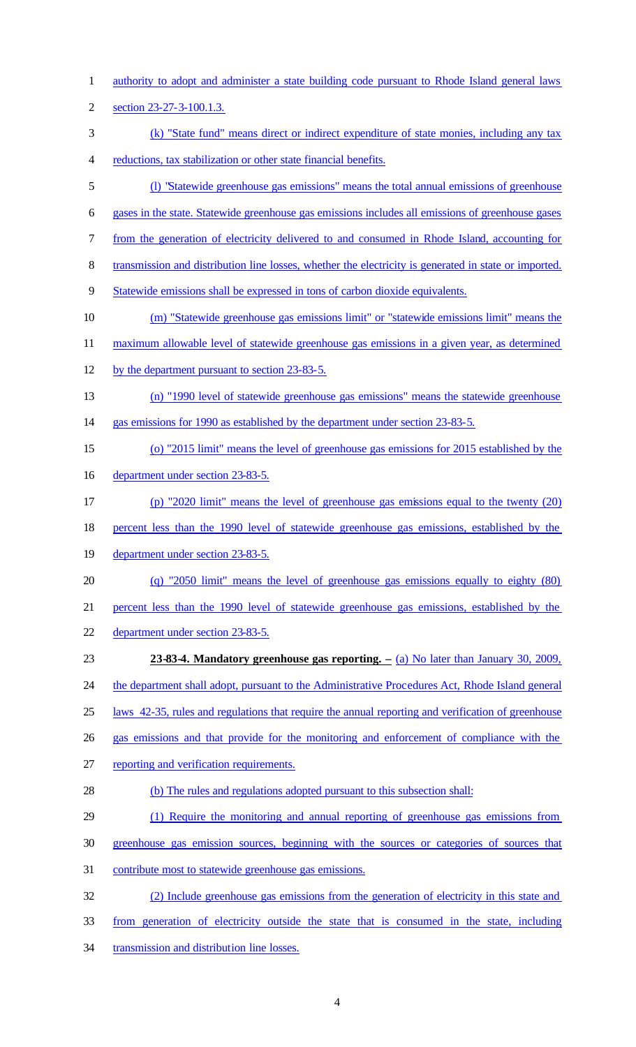authority to adopt and administer a state building code pursuant to Rhode Island general laws section 23-27-3-100.1.3.

(k) "State fund" means direct or indirect expenditure of state monies, including any tax reductions, tax stabilization or other state financial benefits.

(l) "Statewide greenhouse gas emissions" means the total annual emissions of greenhouse gases in the state. Statewide greenhouse gas emissions includes all emissions of greenhouse gases from the generation of electricity delivered to and consumed in Rhode Island, accounting for transmission and distribution line losses, whether the electricity is generated in state or imported. Statewide emissions shall be expressed in tons of carbon dioxide equivalents.

(m) "Statewide greenhouse gas emissions limit" or "statewide emissions limit" means the maximum allowable level of statewide greenhouse gas emissions in a given year, as determined by the department pursuant to section 23-83-5.

(n) "1990 level of statewide greenhouse gas emissions" means the statewide greenhouse gas emissions for 1990 as established by the department under section 23-83-5.

(o) "2015 limit" means the level of greenhouse gas emissions for 2015 established by the department under section 23-83-5.

(p) "2020 limit" means the level of greenhouse gas emissions equal to the twenty (20) percent less than the 1990 level of statewide greenhouse gas emissions, established by the department under section 23-83-5.

(q) "2050 limit" means the level of greenhouse gas emissions equally to eighty (80) percent less than the 1990 level of statewide greenhouse gas emissions, established by the department under section 23-83-5.

**23-83-4. Mandatory greenhouse gas reporting. –** (a) No later than January 30, 2009, the department shall adopt, pursuant to the Administrative Procedures Act, Rhode Island general laws 42-35, rules and regulations that require the annual reporting and verification of greenhouse gas emissions and that provide for the monitoring and enforcement of compliance with the reporting and verification requirements.

(b) The rules and regulations adopted pursuant to this subsection shall:

(1) Require the monitoring and annual reporting of greenhouse gas emissions from greenhouse gas emission sources, beginning with the sources or categories of sources that contribute most to statewide greenhouse gas emissions.

(2) Include greenhouse gas emissions from the generation of electricity in this state and from generation of electricity outside the state that is consumed in the state, including transmission and distribution line losses.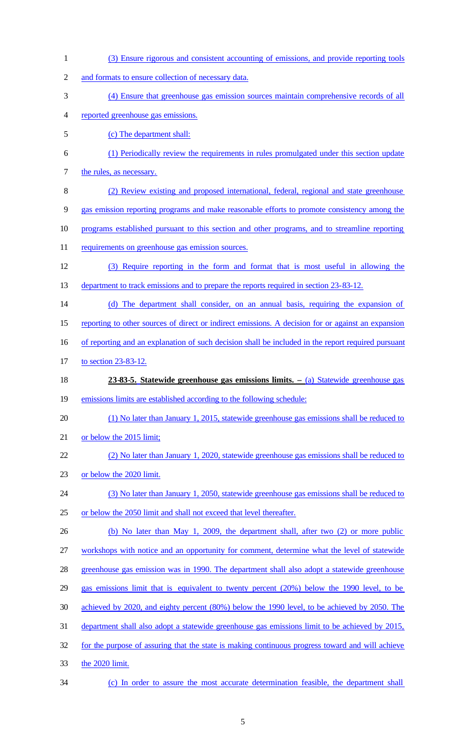(3) Ensure rigorous and consistent accounting of emissions, and provide reporting tools and formats to ensure collection of necessary data.

(4) Ensure that greenhouse gas emission sources maintain comprehensive records of all reported greenhouse gas emissions.

(c) The department shall:

(1) Periodically review the requirements in rules promulgated under this section update the rules, as necessary.

(2) Review existing and proposed international, federal, regional and state greenhouse gas emission reporting programs and make reasonable efforts to promote consistency among the programs established pursuant to this section and other programs, and to streamline reporting requirements on greenhouse gas emission sources.

(3) Require reporting in the form and format that is most useful in allowing the department to track emissions and to prepare the reports required in section 23-83-12.

(d) The department shall consider, on an annual basis, requiring the expansion of reporting to other sources of direct or indirect emissions. A decision for or against an expansion of reporting and an explanation of such decision shall be included in the report required pursuant to section 23-83-12.

**23-83-5. Statewide greenhouse gas emissions limits. –** (a) Statewide greenhouse gas emissions limits are established according to the following schedule:

(1) No later than January 1, 2015, statewide greenhouse gas emissions shall be reduced to or below the 2015 limit;

(2) No later than January 1, 2020, statewide greenhouse gas emissions shall be reduced to or below the 2020 limit.

(3) No later than January 1, 2050, statewide greenhouse gas emissions shall be reduced to or below the 2050 limit and shall not exceed that level thereafter.

(b) No later than May 1, 2009, the department shall, after two (2) or more public workshops with notice and an opportunity for comment, determine what the level of statewide greenhouse gas emission was in 1990. The department shall also adopt a statewide greenhouse gas emissions limit that is equivalent to twenty percent (20%) below the 1990 level, to be achieved by 2020, and eighty percent (80%) below the 1990 level, to be achieved by 2050. The department shall also adopt a statewide greenhouse gas emissions limit to be achieved by 2015, for the purpose of assuring that the state is making continuous progress toward and will achieve the 2020 limit.

(c) In order to assure the most accurate determination feasible, the department shall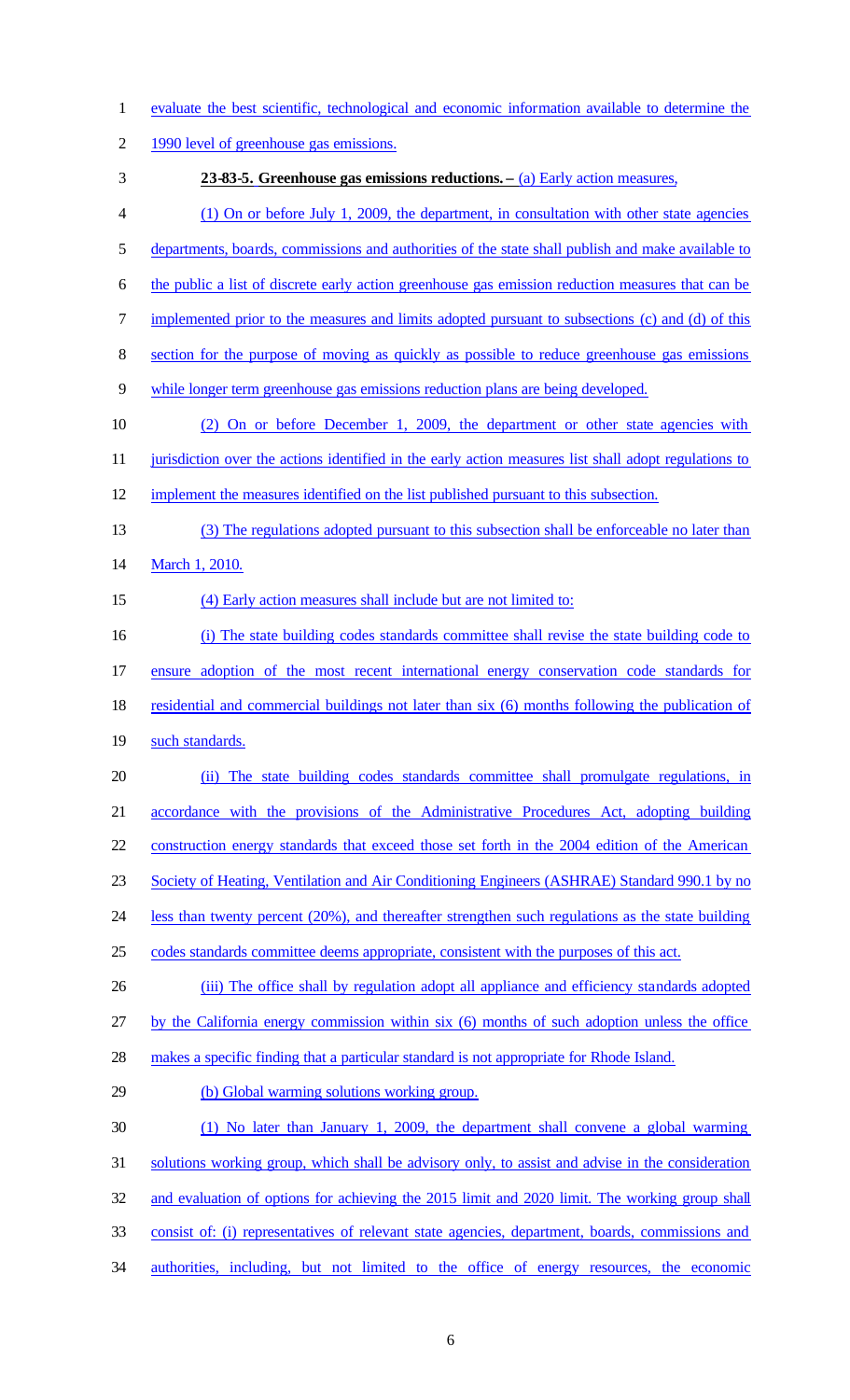evaluate the best scientific, technological and economic information available to determine the 1990 level of greenhouse gas emissions.

**23-83-5. Greenhouse gas emissions reductions. –** (a) Early action measures,

(1) On or before July 1, 2009, the department, in consultation with other state agencies departments, boards, commissions and authorities of the state shall publish and make available to the public a list of discrete early action greenhouse gas emission reduction measures that can be implemented prior to the measures and limits adopted pursuant to subsections (c) and (d) of this section for the purpose of moving as quickly as possible to reduce greenhouse gas emissions while longer term greenhouse gas emissions reduction plans are being developed.

(2) On or before December 1, 2009, the department or other state agencies with jurisdiction over the actions identified in the early action measures list shall adopt regulations to implement the measures identified on the list published pursuant to this subsection.

(3) The regulations adopted pursuant to this subsection shall be enforceable no later than March 1, 2010.

(4) Early action measures shall include but are not limited to:

(i) The state building codes standards committee shall revise the state building code to ensure adoption of the most recent international energy conservation code standards for residential and commercial buildings not later than six (6) months following the publication of such standards.

(ii) The state building codes standards committee shall promulgate regulations, in accordance with the provisions of the Administrative Procedures Act, adopting building construction energy standards that exceed those set forth in the 2004 edition of the American Society of Heating, Ventilation and Air Conditioning Engineers (ASHRAE) Standard 990.1 by no less than twenty percent (20%), and thereafter strengthen such regulations as the state building codes standards committee deems appropriate, consistent with the purposes of this act.

(iii) The office shall by regulation adopt all appliance and efficiency standards adopted by the California energy commission within six (6) months of such adoption unless the office makes a specific finding that a particular standard is not appropriate for Rhode Island.

(b) Global warming solutions working group.

(1) No later than January 1, 2009, the department shall convene a global warming solutions working group, which shall be advisory only, to assist and advise in the consideration and evaluation of options for achieving the 2015 limit and 2020 limit. The working group shall consist of: (i) representatives of relevant state agencies, department, boards, commissions and authorities, including, but not limited to the office of energy resources, the economic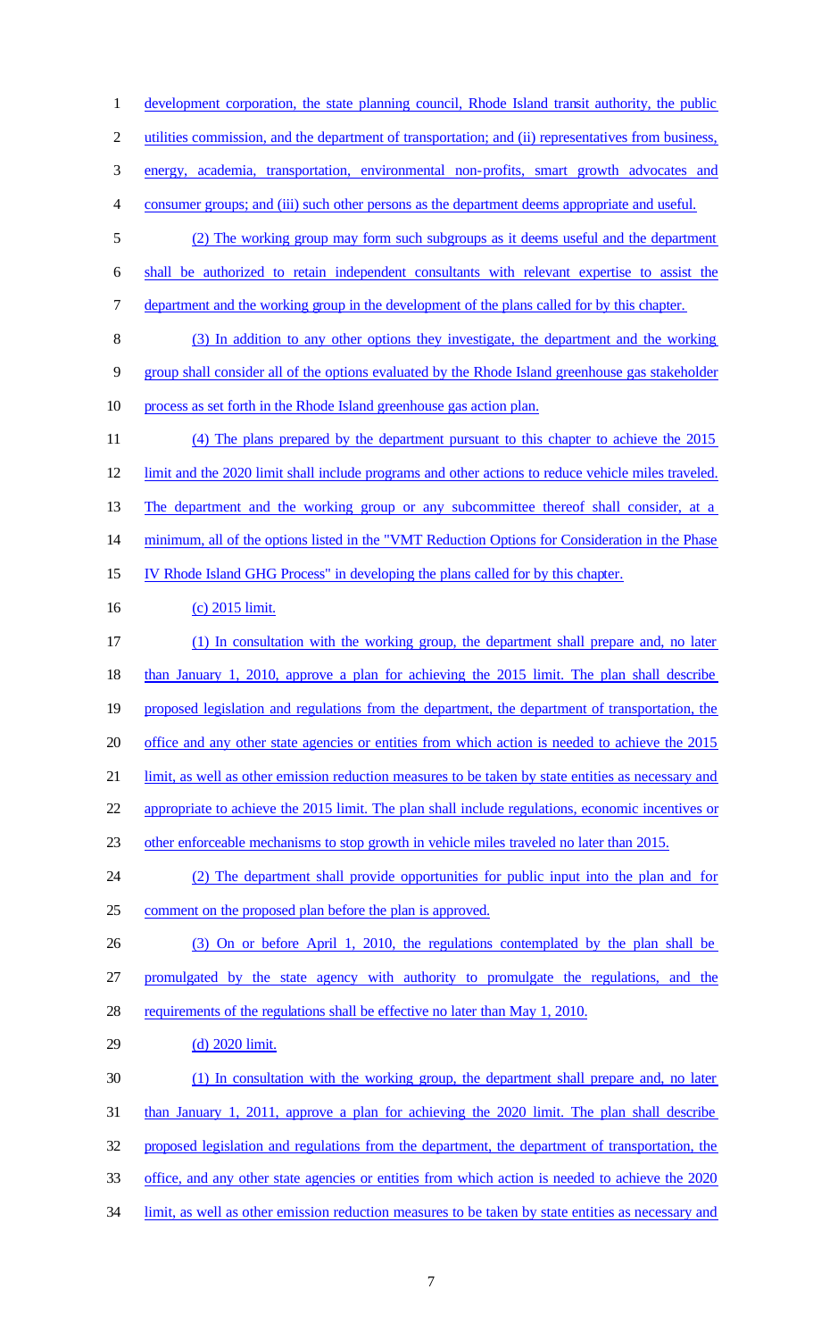development corporation, the state planning council, Rhode Island transit authority, the public utilities commission, and the department of transportation; and (ii) representatives from business, energy, academia, transportation, environmental non-profits, smart growth advocates and consumer groups; and (iii) such other persons as the department deems appropriate and useful.

(2) The working group may form such subgroups as it deems useful and the department shall be authorized to retain independent consultants with relevant expertise to assist the department and the working group in the development of the plans called for by this chapter.

(3) In addition to any other options they investigate, the department and the working group shall consider all of the options evaluated by the Rhode Island greenhouse gas stakeholder process as set forth in the Rhode Island greenhouse gas action plan.

(4) The plans prepared by the department pursuant to this chapter to achieve the 2015 limit and the 2020 limit shall include programs and other actions to reduce vehicle miles traveled. The department and the working group or any subcommittee thereof shall consider, at a minimum, all of the options listed in the "VMT Reduction Options for Consideration in the Phase IV Rhode Island GHG Process" in developing the plans called for by this chapter.

(c) 2015 limit.

(1) In consultation with the working group, the department shall prepare and, no later than January 1, 2010, approve a plan for achieving the 2015 limit. The plan shall describe proposed legislation and regulations from the department, the department of transportation, the office and any other state agencies or entities from which action is needed to achieve the 2015 limit, as well as other emission reduction measures to be taken by state entities as necessary and appropriate to achieve the 2015 limit. The plan shall include regulations, economic incentives or other enforceable mechanisms to stop growth in vehicle miles traveled no later than 2015.

(2) The department shall provide opportunities for public input into the plan and for comment on the proposed plan before the plan is approved.

(3) On or before April 1, 2010, the regulations contemplated by the plan shall be promulgated by the state agency with authority to promulgate the regulations, and the requirements of the regulations shall be effective no later than May 1, 2010.

(d) 2020 limit.

(1) In consultation with the working group, the department shall prepare and, no later than January 1, 2011, approve a plan for achieving the 2020 limit. The plan shall describe proposed legislation and regulations from the department, the department of transportation, the office, and any other state agencies or entities from which action is needed to achieve the 2020 limit, as well as other emission reduction measures to be taken by state entities as necessary and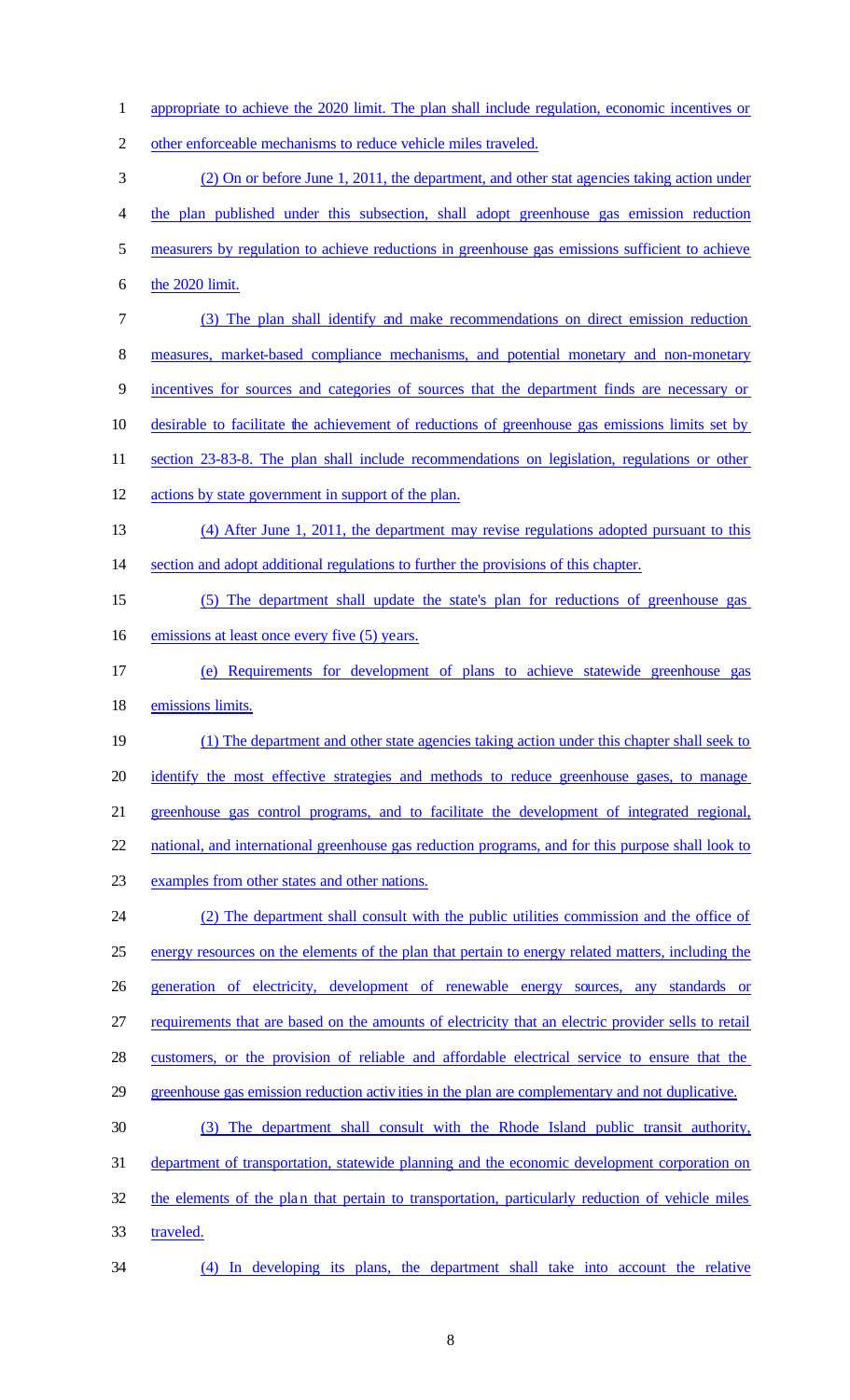appropriate to achieve the 2020 limit. The plan shall include regulation, economic incentives or other enforceable mechanisms to reduce vehicle miles traveled.

(2) On or before June 1, 2011, the department, and other stat agencies taking action under the plan published under this subsection, shall adopt greenhouse gas emission reduction measurers by regulation to achieve reductions in greenhouse gas emissions sufficient to achieve the 2020 limit.

(3) The plan shall identify and make recommendations on direct emission reduction measures, market-based compliance mechanisms, and potential monetary and non-monetary incentives for sources and categories of sources that the department finds are necessary or desirable to facilitate the achievement of reductions of greenhouse gas emissions limits set by section 23-83-8. The plan shall include recommendations on legislation, regulations or other actions by state government in support of the plan.

(4) After June 1, 2011, the department may revise regulations adopted pursuant to this section and adopt additional regulations to further the provisions of this chapter.

(5) The department shall update the state's plan for reductions of greenhouse gas emissions at least once every five (5) years.

(e) Requirements for development of plans to achieve statewide greenhouse gas emissions limits.

(1) The department and other state agencies taking action under this chapter shall seek to identify the most effective strategies and methods to reduce greenhouse gases, to manage greenhouse gas control programs, and to facilitate the development of integrated regional, national, and international greenhouse gas reduction programs, and for this purpose shall look to examples from other states and other nations.

(2) The department shall consult with the public utilities commission and the office of energy resources on the elements of the plan that pertain to energy related matters, including the generation of electricity, development of renewable energy sources, any standards or requirements that are based on the amounts of electricity that an electric provider sells to retail customers, or the provision of reliable and affordable electrical service to ensure that the greenhouse gas emission reduction activities in the plan are complementary and not duplicative.

(3) The department shall consult with the Rhode Island public transit authority, department of transportation, statewide planning and the economic development corporation on the elements of the plan that pertain to transportation, particularly reduction of vehicle miles traveled.

(4) In developing its plans, the department shall take into account the relative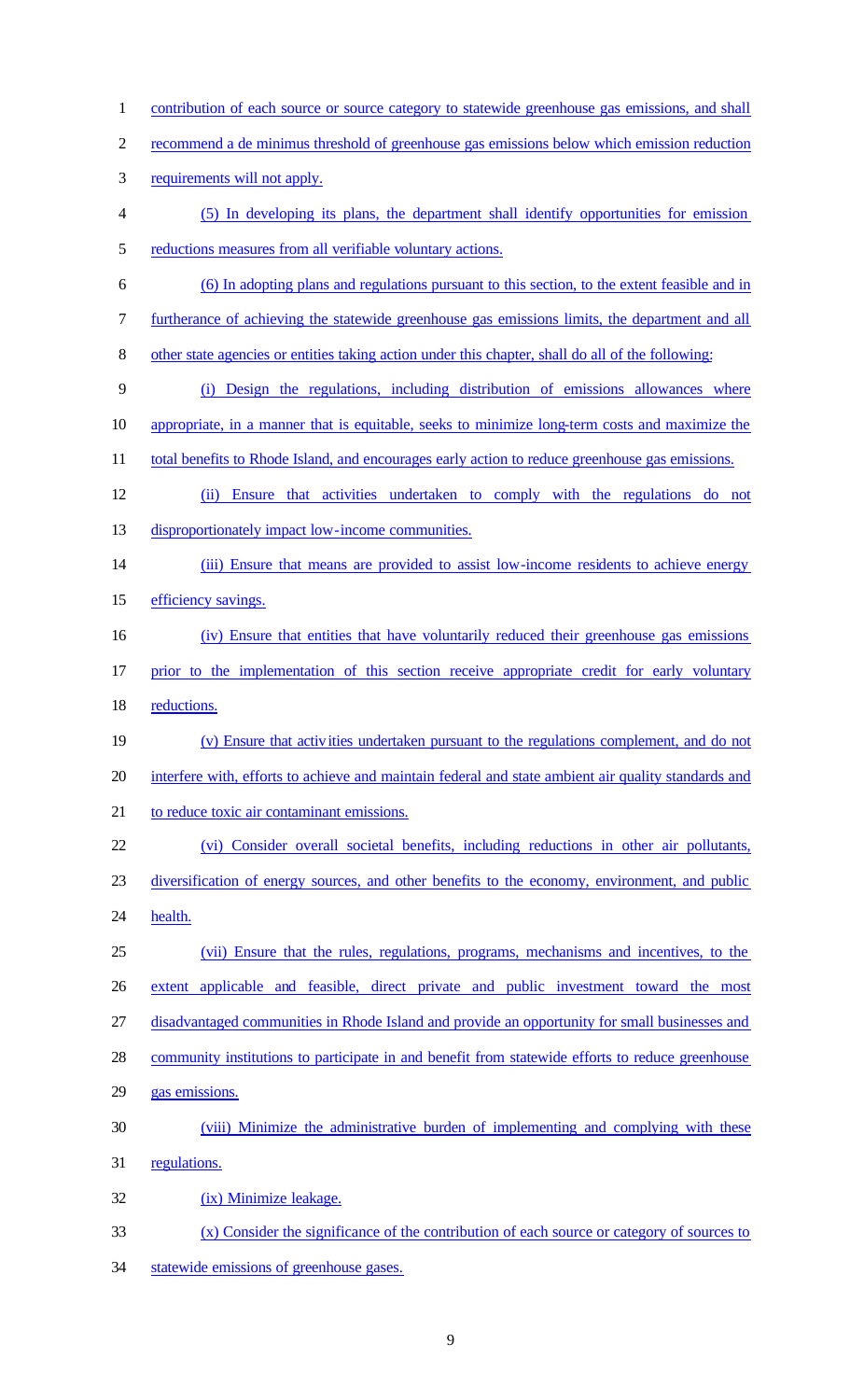contribution of each source or source category to statewide greenhouse gas emissions, and shall recommend a de minimus threshold of greenhouse gas emissions below which emission reduction requirements will not apply.

(5) In developing its plans, the department shall identify opportunities for emission reductions measures from all verifiable voluntary actions.

(6) In adopting plans and regulations pursuant to this section, to the extent feasible and in furtherance of achieving the statewide greenhouse gas emissions limits, the department and all other state agencies or entities taking action under this chapter, shall do all of the following:

(i) Design the regulations, including distribution of emissions allowances where appropriate, in a manner that is equitable, seeks to minimize long-term costs and maximize the total benefits to Rhode Island, and encourages early action to reduce greenhouse gas emissions.

(ii) Ensure that activities undertaken to comply with the regulations do not disproportionately impact low-income communities.

(iii) Ensure that means are provided to assist low-income residents to achieve energy efficiency savings.

(iv) Ensure that entities that have voluntarily reduced their greenhouse gas emissions prior to the implementation of this section receive appropriate credit for early voluntary reductions.

(v) Ensure that activities undertaken pursuant to the regulations complement, and do not interfere with, efforts to achieve and maintain federal and state ambient air quality standards and to reduce toxic air contaminant emissions.

(vi) Consider overall societal benefits, including reductions in other air pollutants, diversification of energy sources, and other benefits to the economy, environment, and public health.

(vii) Ensure that the rules, regulations, programs, mechanisms and incentives, to the extent applicable and feasible, direct private and public investment toward the most disadvantaged communities in Rhode Island and provide an opportunity for small businesses and community institutions to participate in and benefit from statewide efforts to reduce greenhouse gas emissions.

(viii) Minimize the administrative burden of implementing and complying with these regulations.

(ix) Minimize leakage.

(x) Consider the significance of the contribution of each source or category of sources to statewide emissions of greenhouse gases.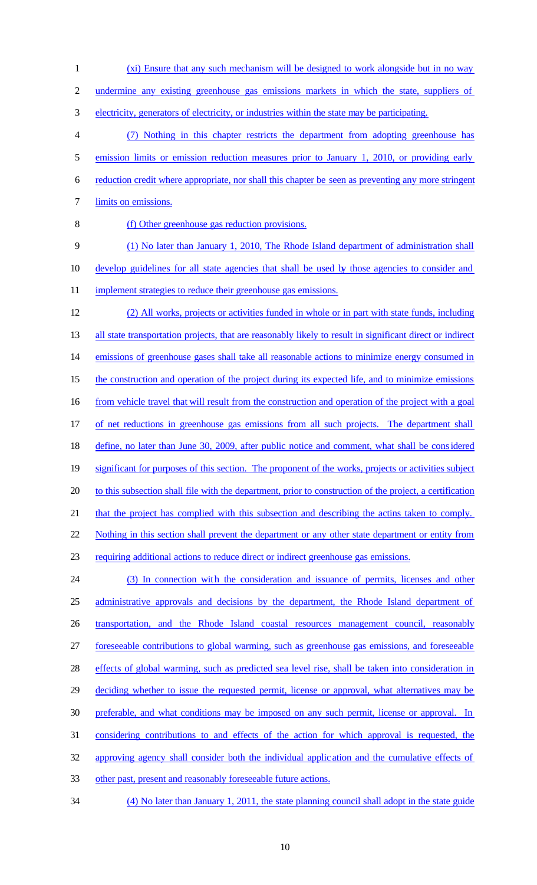(xi) Ensure that any such mechanism will be designed to work alongside but in no way undermine any existing greenhouse gas emissions markets in which the state, suppliers of electricity, generators of electricity, or industries within the state may be participating.

(7) Nothing in this chapter restricts the department from adopting greenhouse has emission limits or emission reduction measures prior to January 1, 2010, or providing early reduction credit where appropriate, nor shall this chapter be seen as preventing any more stringent limits on emissions.

(f) Other greenhouse gas reduction provisions.

(1) No later than January 1, 2010, The Rhode Island department of administration shall develop guidelines for all state agencies that shall be used by those agencies to consider and implement strategies to reduce their greenhouse gas emissions.

(2) All works, projects or activities funded in whole or in part with state funds, including all state transportation projects, that are reasonably likely to result in significant direct or indirect emissions of greenhouse gases shall take all reasonable actions to minimize energy consumed in the construction and operation of the project during its expected life, and to minimize emissions from vehicle travel that will result from the construction and operation of the project with a goal of net reductions in greenhouse gas emissions from all such projects. The department shall define, no later than June 30, 2009, after public notice and comment, what shall be considered significant for purposes of this section. The proponent of the works, projects or activities subject to this subsection shall file with the department, prior to construction of the project, a certification that the project has complied with this subsection and describing the actins taken to comply. Nothing in this section shall prevent the department or any other state department or entity from requiring additional actions to reduce direct or indirect greenhouse gas emissions.

(3) In connection with the consideration and issuance of permits, licenses and other administrative approvals and decisions by the department, the Rhode Island department of transportation, and the Rhode Island coastal resources management council, reasonably foreseeable contributions to global warming, such as greenhouse gas emissions, and foreseeable effects of global warming, such as predicted sea level rise, shall be taken into consideration in deciding whether to issue the requested permit, license or approval, what alternatives may be preferable, and what conditions may be imposed on any such permit, license or approval. In considering contributions to and effects of the action for which approval is requested, the approving agency shall consider both the individual application and the cumulative effects of other past, present and reasonably foreseeable future actions.

(4) No later than January 1, 2011, the state planning council shall adopt in the state guide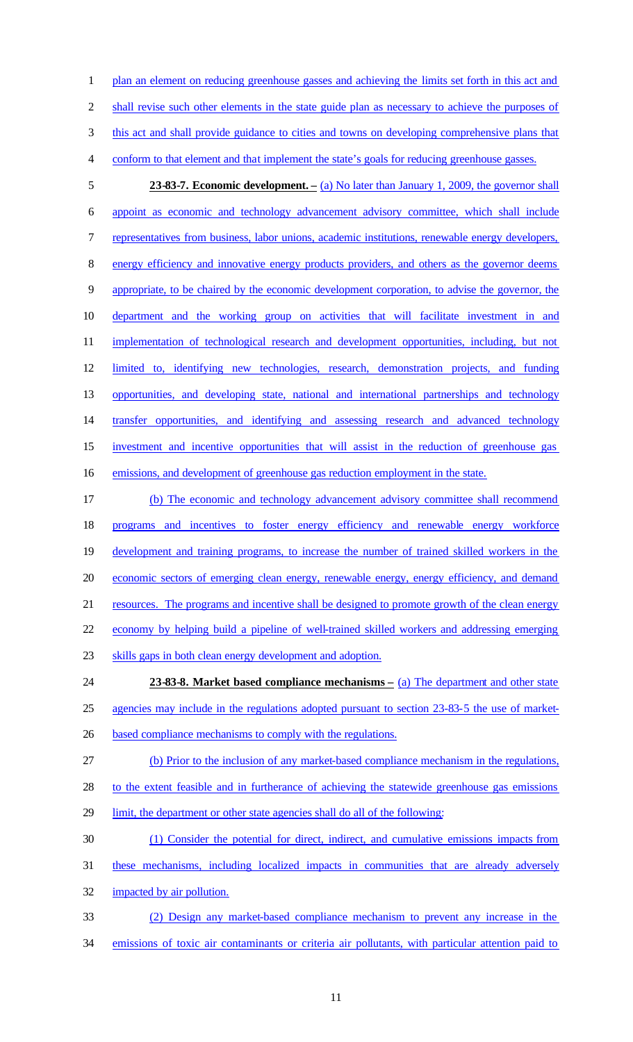plan an element on reducing greenhouse gasses and achieving the limits set forth in this act and shall revise such other elements in the state guide plan as necessary to achieve the purposes of this act and shall provide guidance to cities and towns on developing comprehensive plans that conform to that element and that implement the state's goals for reducing greenhouse gasses.

**23-83-7. Economic development. –** (a) No later than January 1, 2009, the governor shall appoint as economic and technology advancement advisory committee, which shall include representatives from business, labor unions, academic institutions, renewable energy developers, energy efficiency and innovative energy products providers, and others as the governor deems appropriate, to be chaired by the economic development corporation, to advise the governor, the department and the working group on activities that will facilitate investment in and implementation of technological research and development opportunities, including, but not limited to, identifying new technologies, research, demonstration projects, and funding opportunities, and developing state, national and international partnerships and technology transfer opportunities, and identifying and assessing research and advanced technology investment and incentive opportunities that will assist in the reduction of greenhouse gas emissions, and development of greenhouse gas reduction employment in the state.

(b) The economic and technology advancement advisory committee shall recommend programs and incentives to foster energy efficiency and renewable energy workforce development and training programs, to increase the number of trained skilled workers in the economic sectors of emerging clean energy, renewable energy, energy efficiency, and demand resources. The programs and incentive shall be designed to promote growth of the clean energy economy by helping build a pipeline of well-trained skilled workers and addressing emerging skills gaps in both clean energy development and adoption.

**23-83-8. Market based compliance mechanisms –** (a) The department and other state agencies may include in the regulations adopted pursuant to section 23-83-5 the use of market-based compliance mechanisms to comply with the regulations.

(b) Prior to the inclusion of any market-based compliance mechanism in the regulations, to the extent feasible and in furtherance of achieving the statewide greenhouse gas emissions limit, the department or other state agencies shall do all of the following:

(1) Consider the potential for direct, indirect, and cumulative emissions impacts from these mechanisms, including localized impacts in communities that are already adversely impacted by air pollution.

(2) Design any market-based compliance mechanism to prevent any increase in the emissions of toxic air contaminants or criteria air pollutants, with particular attention paid to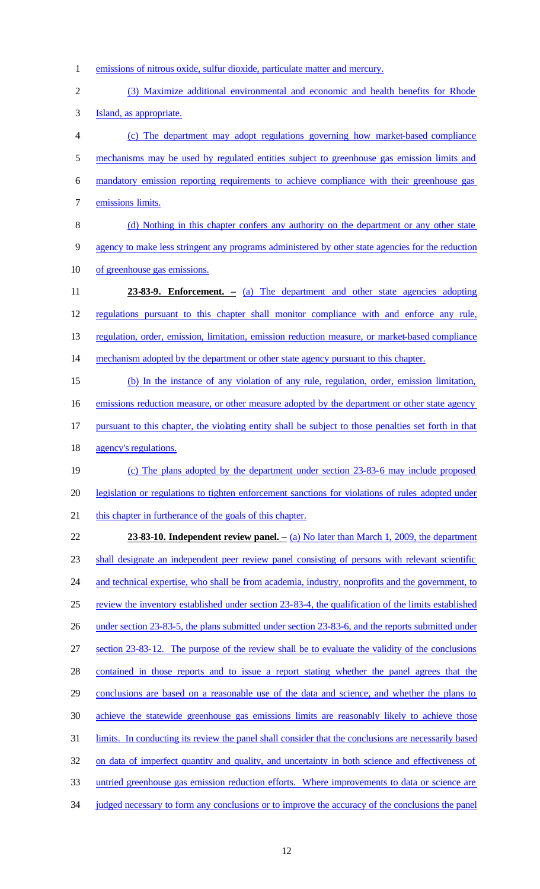emissions of nitrous oxide, sulfur dioxide, particulate matter and mercury.

(3) Maximize additional environmental and economic and health benefits for Rhode Island, as appropriate.

(c) The department may adopt regulations governing how market-based compliance mechanisms may be used by regulated entities subject to greenhouse gas emission limits and mandatory emission reporting requirements to achieve compliance with their greenhouse gas emissions limits.

(d) Nothing in this chapter confers any authority on the department or any other state agency to make less stringent any programs administered by other state agencies for the reduction of greenhouse gas emissions.

**23-83-9. Enforcement. –** (a) The department and other state agencies adopting regulations pursuant to this chapter shall monitor compliance with and enforce any rule, regulation, order, emission, limitation, emission reduction measure, or market-based compliance mechanism adopted by the department or other state agency pursuant to this chapter.

(b) In the instance of any violation of any rule, regulation, order, emission limitation, emissions reduction measure, or other measure adopted by the department or other state agency pursuant to this chapter, the violating entity shall be subject to those penalties set forth in that agency's regulations.

(c) The plans adopted by the department under section 23-83-6 may include proposed legislation or regulations to tighten enforcement sanctions for violations of rules adopted under this chapter in furtherance of the goals of this chapter.

**23-83-10. Independent review panel. –** (a) No later than March 1, 2009, the department shall designate an independent peer review panel consisting of persons with relevant scientific and technical expertise, who shall be from academia, industry, nonprofits and the government, to review the inventory established under section 23-83-4, the qualification of the limits established under section 23-83-5, the plans submitted under section 23-83-6, and the reports submitted under section 23-83-12. The purpose of the review shall be to evaluate the validity of the conclusions contained in those reports and to issue a report stating whether the panel agrees that the conclusions are based on a reasonable use of the data and science, and whether the plans to achieve the statewide greenhouse gas emissions limits are reasonably likely to achieve those limits. In conducting its review the panel shall consider that the conclusions are necessarily based on data of imperfect quantity and quality, and uncertainty in both science and effectiveness of untried greenhouse gas emission reduction efforts. Where improvements to data or science are judged necessary to form any conclusions or to improve the accuracy of the conclusions the panel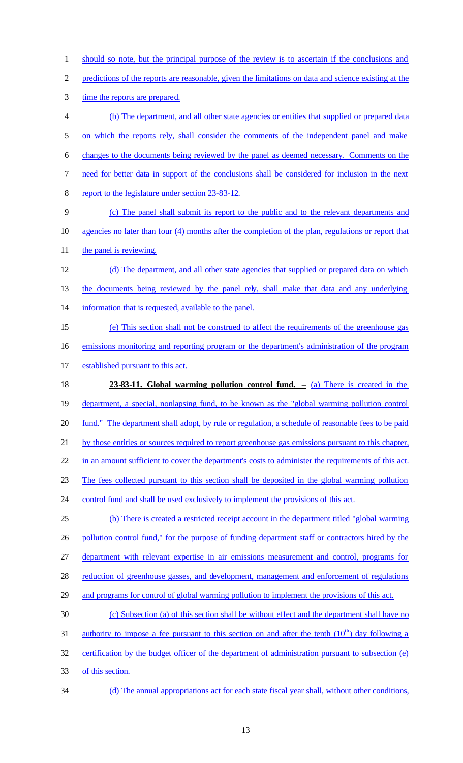should so note, but the principal purpose of the review is to ascertain if the conclusions and predictions of the reports are reasonable, given the limitations on data and science existing at the time the reports are prepared.

(b) The department, and all other state agencies or entities that supplied or prepared data on which the reports rely, shall consider the comments of the independent panel and make changes to the documents being reviewed by the panel as deemed necessary. Comments on the need for better data in support of the conclusions shall be considered for inclusion in the next report to the legislature under section 23-83-12.

(c) The panel shall submit its report to the public and to the relevant departments and agencies no later than four (4) months after the completion of the plan, regulations or report that the panel is reviewing.

(d) The department, and all other state agencies that supplied or prepared data on which the documents being reviewed by the panel rely, shall make that data and any underlying information that is requested, available to the panel.

(e) This section shall not be construed to affect the requirements of the greenhouse gas emissions monitoring and reporting program or the department's administration of the program established pursuant to this act.

**23-83-11. Global warming pollution control fund. –** (a) There is created in the department, a special, nonlapsing fund, to be known as the "global warming pollution control fund." The department shall adopt, by rule or regulation, a schedule of reasonable fees to be paid by those entities or sources required to report greenhouse gas emissions pursuant to this chapter, in an amount sufficient to cover the department's costs to administer the requirements of this act. The fees collected pursuant to this section shall be deposited in the global warming pollution control fund and shall be used exclusively to implement the provisions of this act.

(b) There is created a restricted receipt account in the department titled "global warming pollution control fund," for the purpose of funding department staff or contractors hired by the department with relevant expertise in air emissions measurement and control, programs for reduction of greenhouse gasses, and development, management and enforcement of regulations and programs for control of global warming pollution to implement the provisions of this act.

(c) Subsection (a) of this section shall be without effect and the department shall have no authority to impose a fee pursuant to this section on and after the tenth (10th) day following a certification by the budget officer of the department of administration pursuant to subsection (e) of this section.

(d) The annual appropriations act for each state fiscal year shall, without other conditions,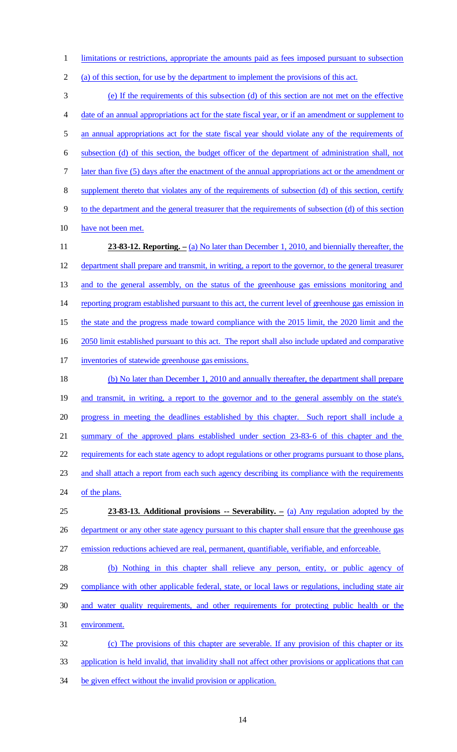limitations or restrictions, appropriate the amounts paid as fees imposed pursuant to subsection (a) of this section, for use by the department to implement the provisions of this act.

(e) If the requirements of this subsection (d) of this section are not met on the effective date of an annual appropriations act for the state fiscal year, or if an amendment or supplement to an annual appropriations act for the state fiscal year should violate any of the requirements of subsection (d) of this section, the budget officer of the department of administration shall, not later than five (5) days after the enactment of the annual appropriations act or the amendment or supplement thereto that violates any of the requirements of subsection (d) of this section, certify to the department and the general treasurer that the requirements of subsection (d) of this section have not been met.

**23-83-12. Reporting. –** (a) No later than December 1, 2010, and biennially thereafter, the department shall prepare and transmit, in writing, a report to the governor, to the general treasurer and to the general assembly, on the status of the greenhouse gas emissions monitoring and reporting program established pursuant to this act, the current level of greenhouse gas emission in the state and the progress made toward compliance with the 2015 limit, the 2020 limit and the 2050 limit established pursuant to this act. The report shall also include updated and comparative inventories of statewide greenhouse gas emissions.

(b) No later than December 1, 2010 and annually thereafter, the department shall prepare and transmit, in writing, a report to the governor and to the general assembly on the state's progress in meeting the deadlines established by this chapter. Such report shall include a summary of the approved plans established under section 23-83-6 of this chapter and the requirements for each state agency to adopt regulations or other programs pursuant to those plans, and shall attach a report from each such agency describing its compliance with the requirements of the plans.

**23-83-13. Additional provisions -- Severability. –** (a) Any regulation adopted by the department or any other state agency pursuant to this chapter shall ensure that the greenhouse gas emission reductions achieved are real, permanent, quantifiable, verifiable, and enforceable.

(b) Nothing in this chapter shall relieve any person, entity, or public agency of compliance with other applicable federal, state, or local laws or regulations, including state air and water quality requirements, and other requirements for protecting public health or the environment.

(c) The provisions of this chapter are severable. If any provision of this chapter or its application is held invalid, that invalidity shall not affect other provisions or applications that can be given effect without the invalid provision or application.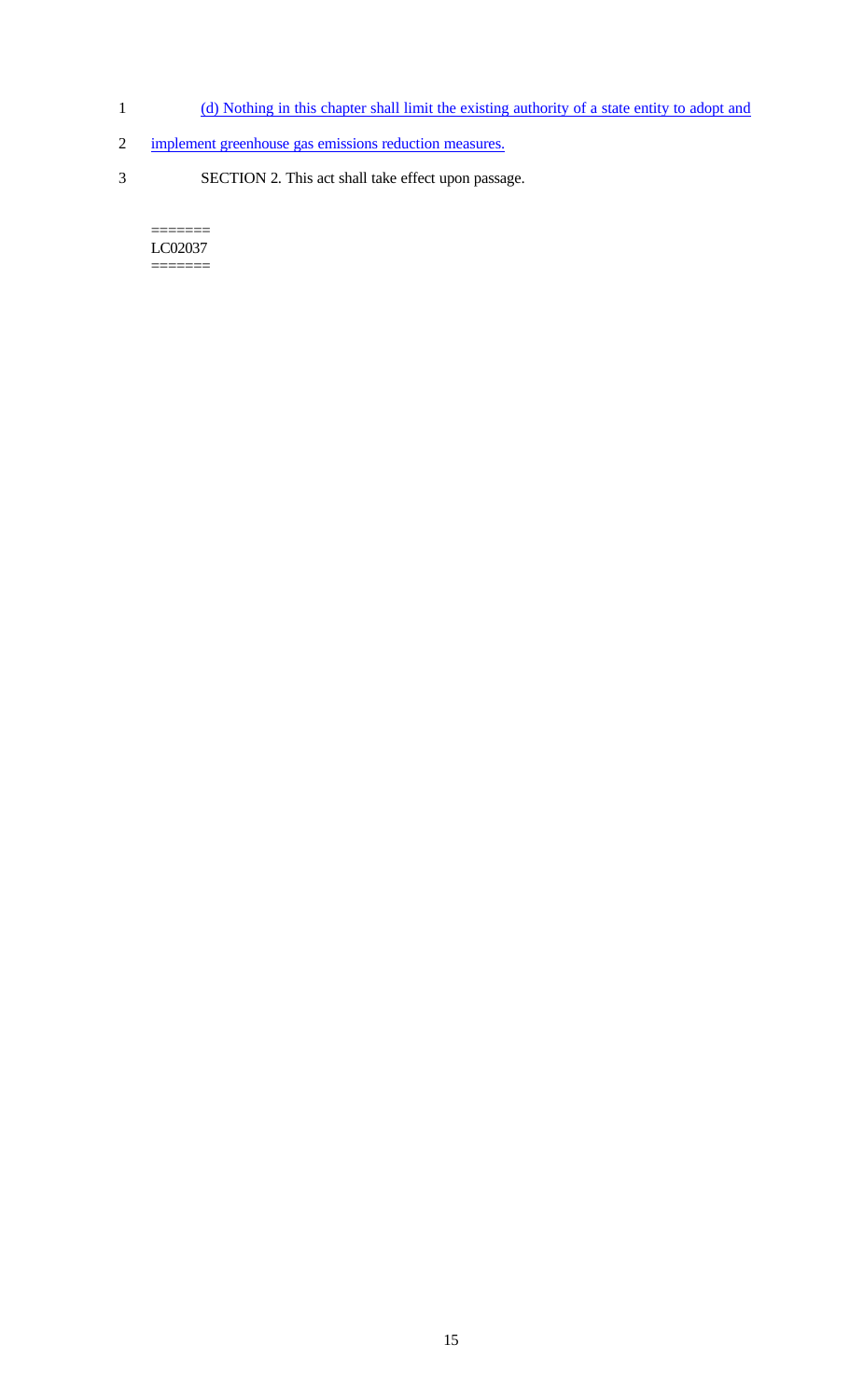(d) Nothing in this chapter shall limit the existing authority of a state entity to adopt and implement greenhouse gas emissions reduction measures.

SECTION 2. This act shall take effect upon passage.

=======
LC02037
=======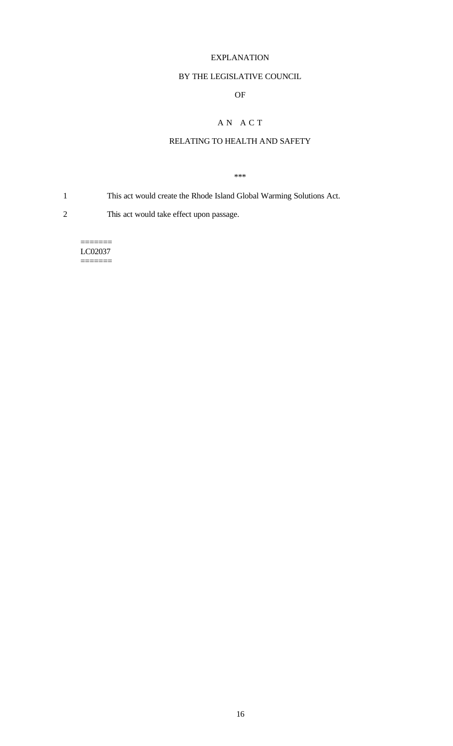EXPLANATION

BY THE LEGISLATIVE COUNCIL

OF

A N A C T

RELATING TO HEALTH AND SAFETY

***

1 This act would create the Rhode Island Global Warming Solutions Act.

2 This act would take effect upon passage.

=======
LC02037
=======